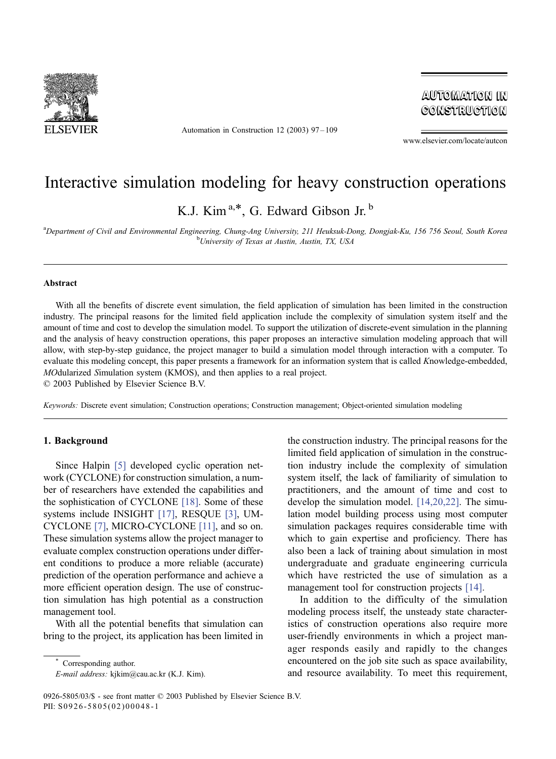# Interactive simulation modeling for heavy construction operations

K.J. Kim [a,*], G. Edward Gibson Jr. [b]

[a]Department of Civil and Environmental Engineering, Chung-Ang University, 211 Heuksuk-Dong, Dongjak-Ku, 156 756 Seoul, South Korea
[b]University of Texas at Austin, Austin, TX, USA

### Abstract

With all the benefits of discrete event simulation, the field application of simulation has been limited in the construction industry. The principal reasons for the limited field application include the complexity of simulation system itself and the amount of time and cost to develop the simulation model. To support the utilization of discrete-event simulation in the planning and the analysis of heavy construction operations, this paper proposes an interactive simulation modeling approach that will allow, with step-by-step guidance, the project manager to build a simulation model through interaction with a computer. To evaluate this modeling concept, this paper presents a framework for an information system that is called *K*nowledge-embedded, *MO*dularized *S*imulation system (KMOS), and then applies to a real project.
© 2003 Published by Elsevier Science B.V.

*Keywords:* Discrete event simulation; Construction operations; Construction management; Object-oriented simulation modeling

## 1. Background

Since Halpin [5] developed cyclic operation network (CYCLONE) for construction simulation, a number of researchers have extended the capabilities and the sophistication of CYCLONE [18]. Some of these systems include INSIGHT [17], RESQUE [3], UM-CYCLONE [7], MICRO-CYCLONE [11], and so on. These simulation systems allow the project manager to evaluate complex construction operations under different conditions to produce a more reliable (accurate) prediction of the operation performance and achieve a more efficient operation design. The use of construction simulation has high potential as a construction management tool.

With all the potential benefits that simulation can bring to the project, its application has been limited in the construction industry. The principal reasons for the limited field application of simulation in the construction industry include the complexity of simulation system itself, the lack of familiarity of simulation to practitioners, and the amount of time and cost to develop the simulation model. [14,20,22]. The simulation model building process using most computer simulation packages requires considerable time with which to gain expertise and proficiency. There has also been a lack of training about simulation in most undergraduate and graduate engineering curricula which have restricted the use of simulation as a management tool for construction projects [14].

In addition to the difficulty of the simulation modeling process itself, the unsteady state characteristics of construction operations also require more user-friendly environments in which a project manager responds easily and rapidly to the changes encountered on the job site such as space availability, and resource availability. To meet this requirement,

* Corresponding author.
*E-mail address:* kjkim@cau.ac.kr (K.J. Kim).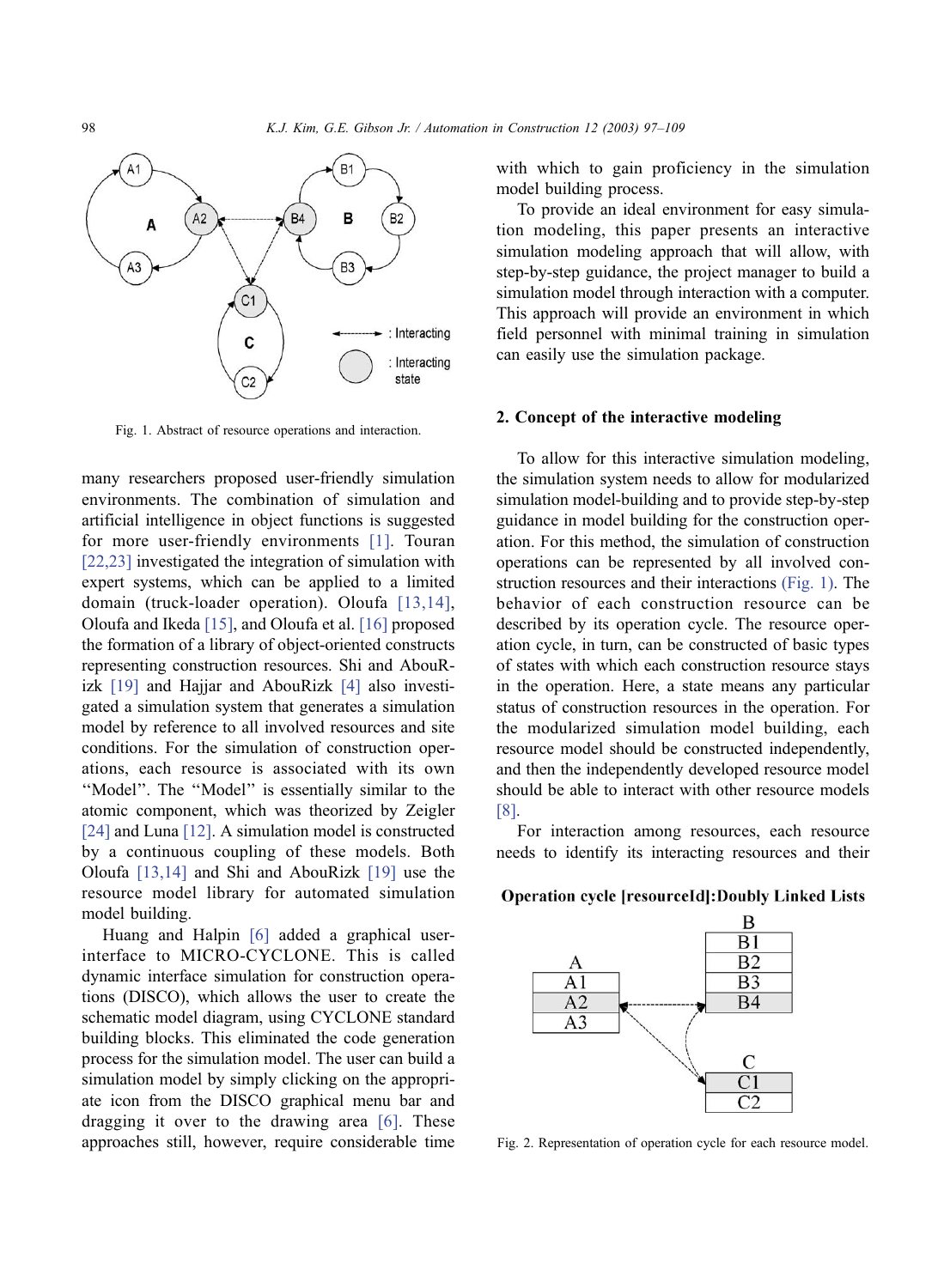Fig. 1. Abstract of resource operations and interaction.

many researchers proposed user-friendly simulation environments. The combination of simulation and artificial intelligence in object functions is suggested for more user-friendly environments [1]. Touran [22,23] investigated the integration of simulation with expert systems, which can be applied to a limited domain (truck-loader operation). Oloufa [13,14], Oloufa and Ikeda [15], and Oloufa et al. [16] proposed the formation of a library of object-oriented constructs representing construction resources. Shi and AbouRizk [19] and Hajjar and AbouRizk [4] also investigated a simulation system that generates a simulation model by reference to all involved resources and site conditions. For the simulation of construction operations, each resource is associated with its own "Model". The "Model" is essentially similar to the atomic component, which was theorized by Zeigler [24] and Luna [12]. A simulation model is constructed by a continuous coupling of these models. Both Oloufa [13,14] and Shi and AbouRizk [19] use the resource model library for automated simulation model building.

Huang and Halpin [6] added a graphical user-interface to MICRO-CYCLONE. This is called dynamic interface simulation for construction operations (DISCO), which allows the user to create the schematic model diagram, using CYCLONE standard building blocks. This eliminated the code generation process for the simulation model. The user can build a simulation model by simply clicking on the appropriate icon from the DISCO graphical menu bar and dragging it over to the drawing area [6]. These approaches still, however, require considerable time with which to gain proficiency in the simulation model building process.

To provide an ideal environment for easy simulation modeling, this paper presents an interactive simulation modeling approach that will allow, with step-by-step guidance, the project manager to build a simulation model through interaction with a computer. This approach will provide an environment in which field personnel with minimal training in simulation can easily use the simulation package.

## 2. Concept of the interactive modeling

To allow for this interactive simulation modeling, the simulation system needs to allow for modularized simulation model-building and to provide step-by-step guidance in model building for the construction operation. For this method, the simulation of construction operations can be represented by all involved construction resources and their interactions (Fig. 1). The behavior of each construction resource can be described by its operation cycle. The resource operation cycle, in turn, can be constructed of basic types of states with which each construction resource stays in the operation. Here, a state means any particular status of construction resources in the operation. For the modularized simulation model building, each resource model should be constructed independently, and then the independently developed resource model should be able to interact with other resource models [8].

For interaction among resources, each resource needs to identify its interacting resources and their

Fig. 2. Representation of operation cycle for each resource model.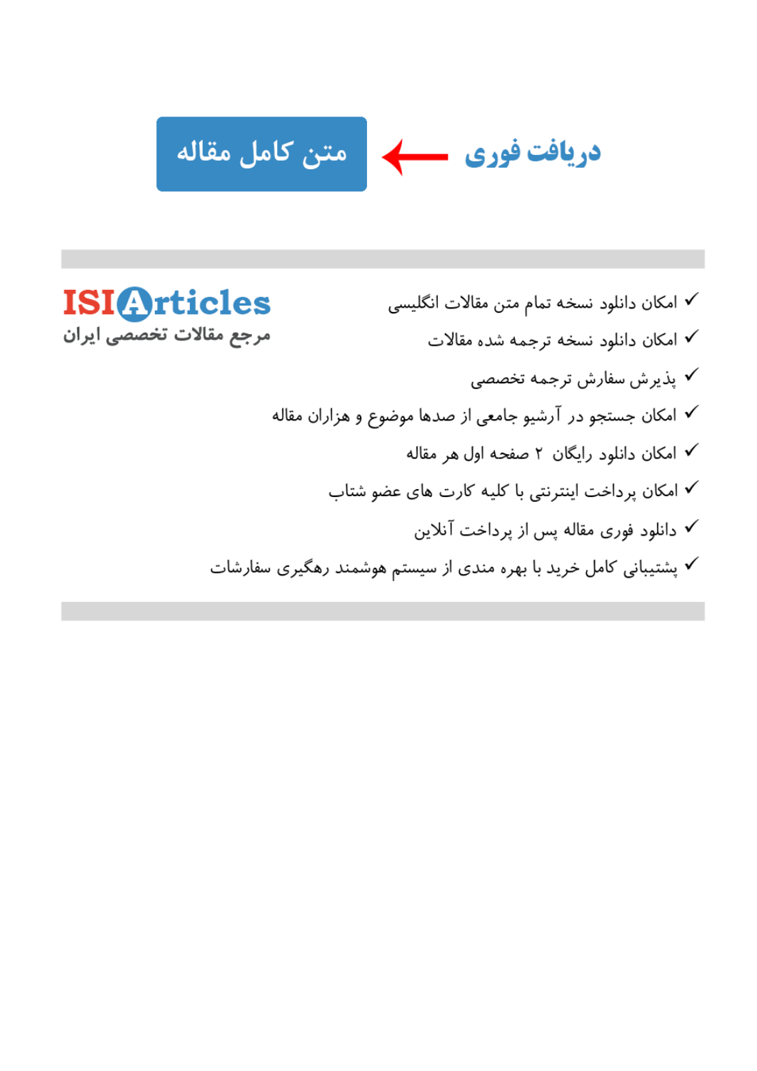دریافت فوری ← متن کامل مقاله

**ISIArticles**
مرجع مقالات تخصصی ایران

- ✓ امکان دانلود نسخه تمام متن مقالات انگلیسی
- ✓ امکان دانلود نسخه ترجمه شده مقالات
- ✓ پذیرش سفارش ترجمه تخصصی
- ✓ امکان جستجو در آرشیو جامعی از صدها موضوع و هزاران مقاله
- ✓ امکان دانلود رایگان ۲ صفحه اول هر مقاله
- ✓ امکان پرداخت اینترنتی با کلیه کارت های عضو شتاب
- ✓ دانلود فوری مقاله پس از پرداخت آنلاین
- ✓ پشتیبانی کامل خرید با بهره مندی از سیستم هوشمند رهگیری سفارشات